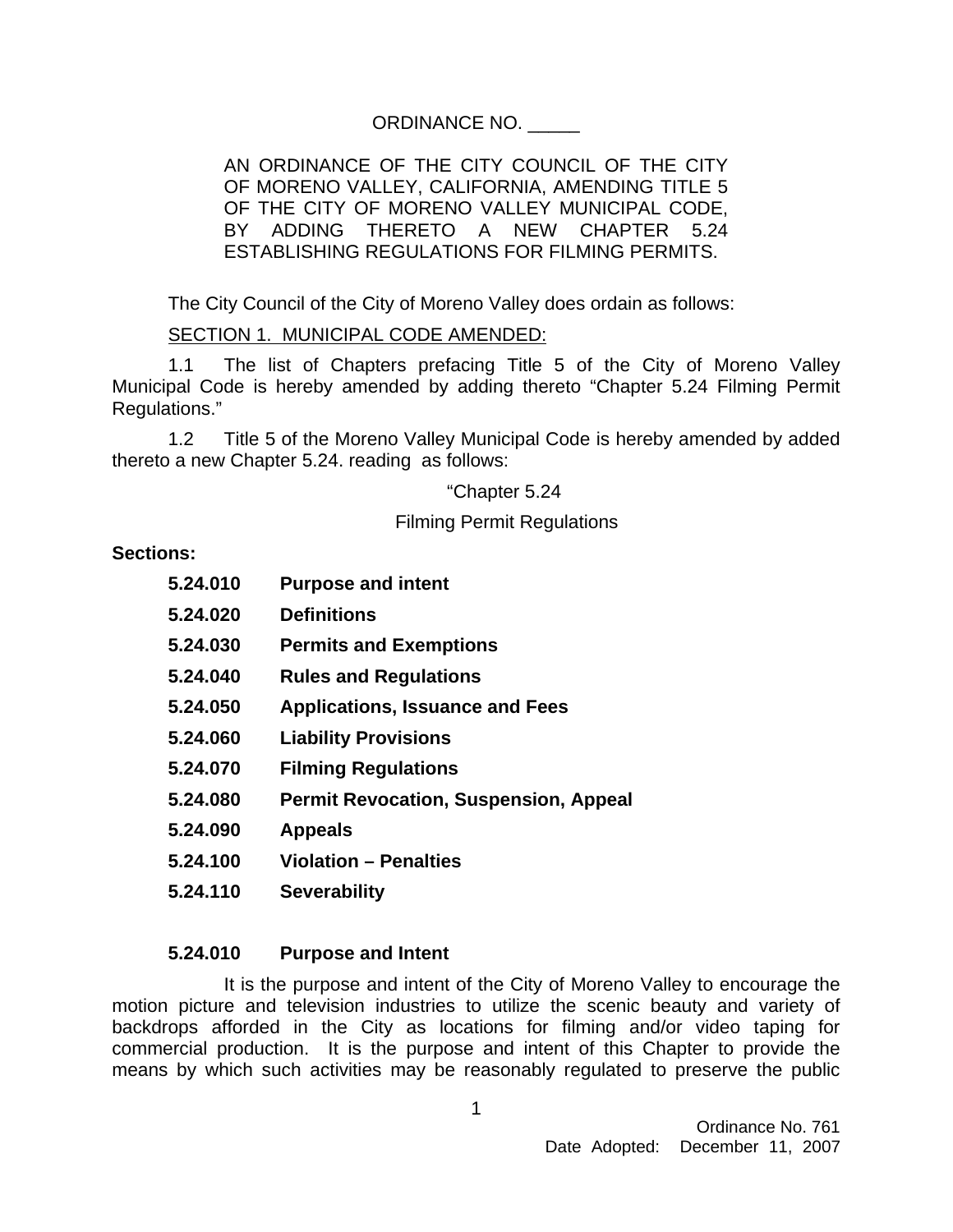ORDINANCE NO. _____

AN ORDINANCE OF THE CITY COUNCIL OF THE CITY OF MORENO VALLEY, CALIFORNIA, AMENDING TITLE 5 OF THE CITY OF MORENO VALLEY MUNICIPAL CODE, BY ADDING THERETO A NEW CHAPTER 5.24 ESTABLISHING REGULATIONS FOR FILMING PERMITS.

The City Council of the City of Moreno Valley does ordain as follows:

SECTION 1. MUNICIPAL CODE AMENDED:

1.1 The list of Chapters prefacing Title 5 of the City of Moreno Valley Municipal Code is hereby amended by adding thereto "Chapter 5.24 Filming Permit Regulations."

1.2 Title 5 of the Moreno Valley Municipal Code is hereby amended by added thereto a new Chapter 5.24. reading as follows:

"Chapter 5.24

Filming Permit Regulations

**Sections:**

**5.24.010 Purpose and intent**

**5.24.020 Definitions**

**5.24.030 Permits and Exemptions**

**5.24.040 Rules and Regulations**

**5.24.050 Applications, Issuance and Fees**

**5.24.060 Liability Provisions**

**5.24.070 Filming Regulations**

**5.24.080 Permit Revocation, Suspension, Appeal**

**5.24.090 Appeals**

**5.24.100 Violation – Penalties**

**5.24.110 Severability**

**5.24.010 Purpose and Intent**

It is the purpose and intent of the City of Moreno Valley to encourage the motion picture and television industries to utilize the scenic beauty and variety of backdrops afforded in the City as locations for filming and/or video taping for commercial production. It is the purpose and intent of this Chapter to provide the means by which such activities may be reasonably regulated to preserve the public

Ordinance No. 761
Date Adopted: December 11, 2007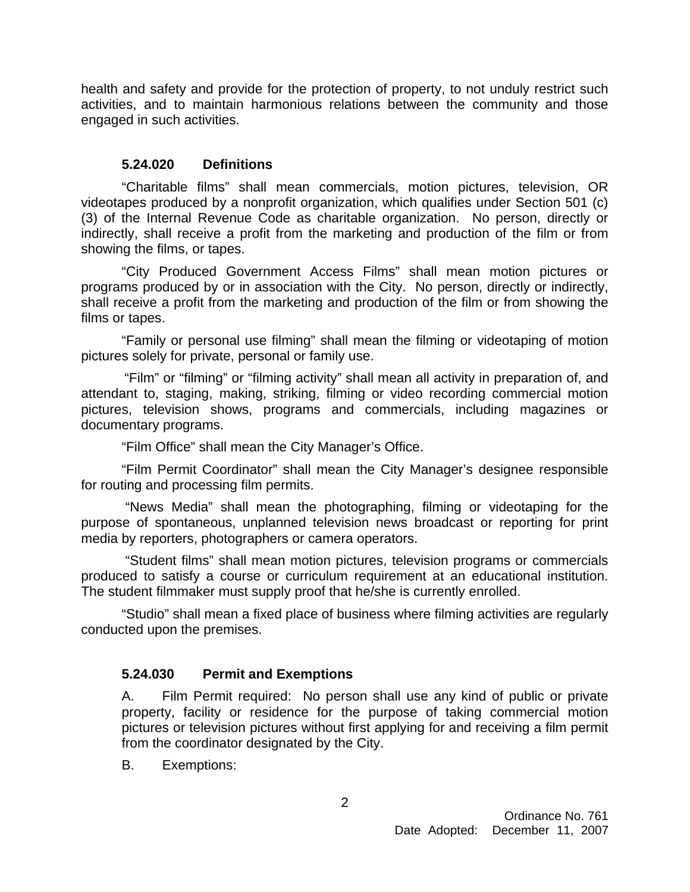health and safety and provide for the protection of property, to not unduly restrict such activities, and to maintain harmonious relations between the community and those engaged in such activities.

### 5.24.020 Definitions

"Charitable films" shall mean commercials, motion pictures, television, OR videotapes produced by a nonprofit organization, which qualifies under Section 501 (c) (3) of the Internal Revenue Code as charitable organization. No person, directly or indirectly, shall receive a profit from the marketing and production of the film or from showing the films, or tapes.

"City Produced Government Access Films" shall mean motion pictures or programs produced by or in association with the City. No person, directly or indirectly, shall receive a profit from the marketing and production of the film or from showing the films or tapes.

"Family or personal use filming" shall mean the filming or videotaping of motion pictures solely for private, personal or family use.

"Film" or "filming" or "filming activity" shall mean all activity in preparation of, and attendant to, staging, making, striking, filming or video recording commercial motion pictures, television shows, programs and commercials, including magazines or documentary programs.

"Film Office" shall mean the City Manager's Office.

"Film Permit Coordinator" shall mean the City Manager's designee responsible for routing and processing film permits.

"News Media" shall mean the photographing, filming or videotaping for the purpose of spontaneous, unplanned television news broadcast or reporting for print media by reporters, photographers or camera operators.

"Student films" shall mean motion pictures, television programs or commercials produced to satisfy a course or curriculum requirement at an educational institution. The student filmmaker must supply proof that he/she is currently enrolled.

"Studio" shall mean a fixed place of business where filming activities are regularly conducted upon the premises.

### 5.24.030 Permit and Exemptions

A. Film Permit required: No person shall use any kind of public or private property, facility or residence for the purpose of taking commercial motion pictures or television pictures without first applying for and receiving a film permit from the coordinator designated by the City.

B. Exemptions: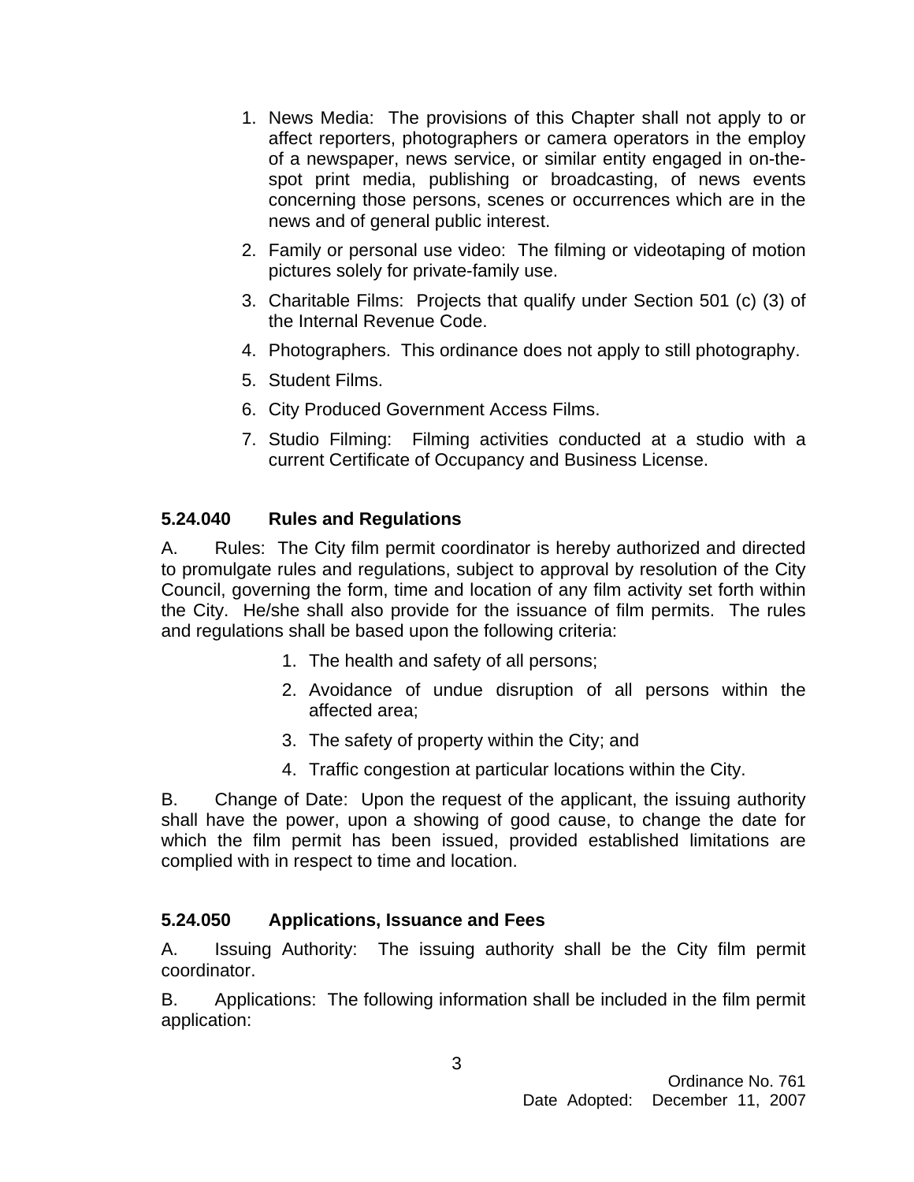1. News Media: The provisions of this Chapter shall not apply to or affect reporters, photographers or camera operators in the employ of a newspaper, news service, or similar entity engaged in on-the-spot print media, publishing or broadcasting, of news events concerning those persons, scenes or occurrences which are in the news and of general public interest.
2. Family or personal use video: The filming or videotaping of motion pictures solely for private-family use.
3. Charitable Films: Projects that qualify under Section 501 (c) (3) of the Internal Revenue Code.
4. Photographers. This ordinance does not apply to still photography.
5. Student Films.
6. City Produced Government Access Films.
7. Studio Filming: Filming activities conducted at a studio with a current Certificate of Occupancy and Business License.

**5.24.040 Rules and Regulations**

A. Rules: The City film permit coordinator is hereby authorized and directed to promulgate rules and regulations, subject to approval by resolution of the City Council, governing the form, time and location of any film activity set forth within the City. He/she shall also provide for the issuance of film permits. The rules and regulations shall be based upon the following criteria:

1. The health and safety of all persons;
2. Avoidance of undue disruption of all persons within the affected area;
3. The safety of property within the City; and
4. Traffic congestion at particular locations within the City.

B. Change of Date: Upon the request of the applicant, the issuing authority shall have the power, upon a showing of good cause, to change the date for which the film permit has been issued, provided established limitations are complied with in respect to time and location.

**5.24.050 Applications, Issuance and Fees**

A. Issuing Authority: The issuing authority shall be the City film permit coordinator.

B. Applications: The following information shall be included in the film permit application: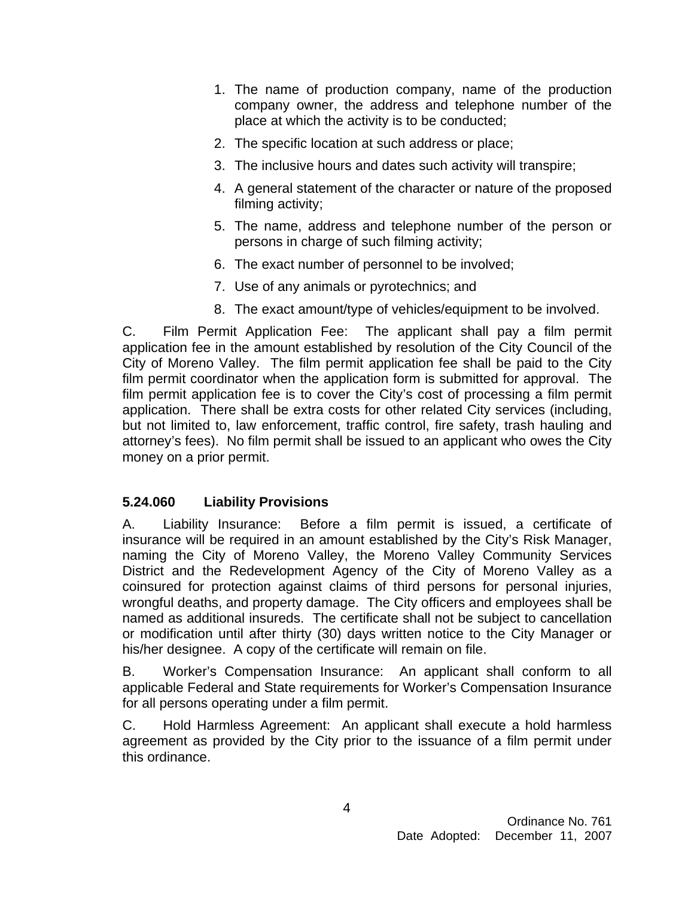1. The name of production company, name of the production company owner, the address and telephone number of the place at which the activity is to be conducted;
2. The specific location at such address or place;
3. The inclusive hours and dates such activity will transpire;
4. A general statement of the character or nature of the proposed filming activity;
5. The name, address and telephone number of the person or persons in charge of such filming activity;
6. The exact number of personnel to be involved;
7. Use of any animals or pyrotechnics; and
8. The exact amount/type of vehicles/equipment to be involved.

C. Film Permit Application Fee: The applicant shall pay a film permit application fee in the amount established by resolution of the City Council of the City of Moreno Valley. The film permit application fee shall be paid to the City film permit coordinator when the application form is submitted for approval. The film permit application fee is to cover the City's cost of processing a film permit application. There shall be extra costs for other related City services (including, but not limited to, law enforcement, traffic control, fire safety, trash hauling and attorney's fees). No film permit shall be issued to an applicant who owes the City money on a prior permit.

**5.24.060 Liability Provisions**

A. Liability Insurance: Before a film permit is issued, a certificate of insurance will be required in an amount established by the City's Risk Manager, naming the City of Moreno Valley, the Moreno Valley Community Services District and the Redevelopment Agency of the City of Moreno Valley as a coinsured for protection against claims of third persons for personal injuries, wrongful deaths, and property damage. The City officers and employees shall be named as additional insureds. The certificate shall not be subject to cancellation or modification until after thirty (30) days written notice to the City Manager or his/her designee. A copy of the certificate will remain on file.

B. Worker's Compensation Insurance: An applicant shall conform to all applicable Federal and State requirements for Worker's Compensation Insurance for all persons operating under a film permit.

C. Hold Harmless Agreement: An applicant shall execute a hold harmless agreement as provided by the City prior to the issuance of a film permit under this ordinance.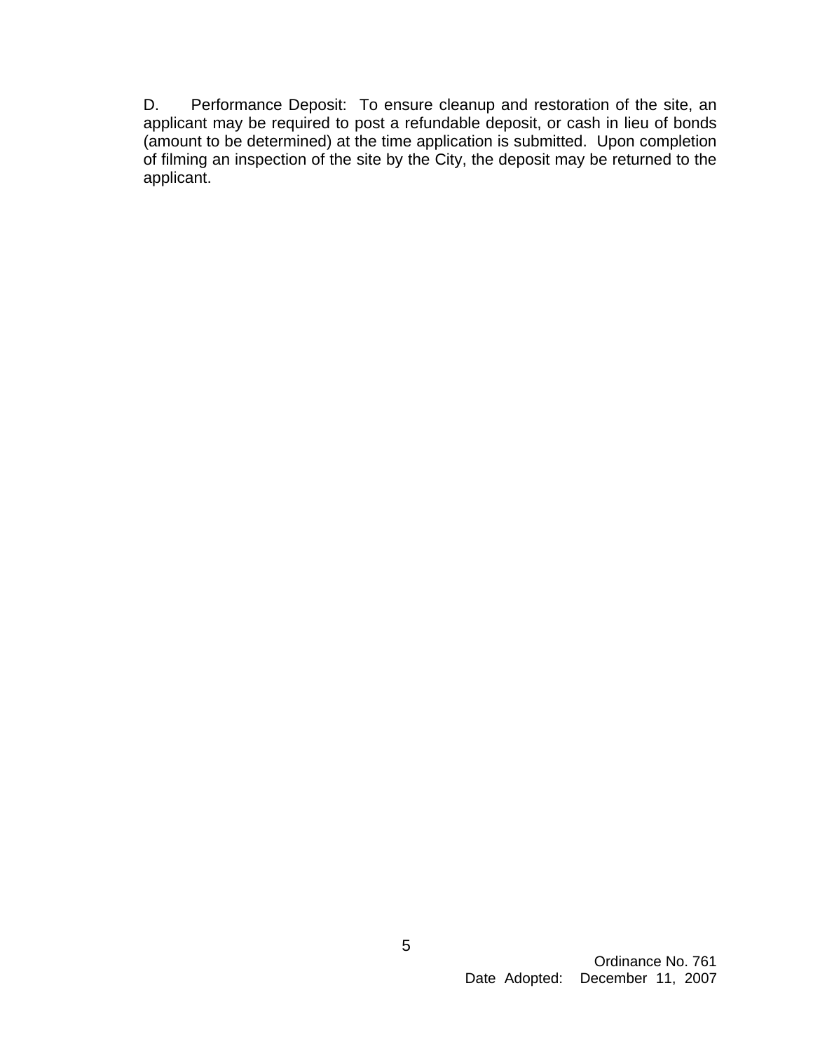D. Performance Deposit: To ensure cleanup and restoration of the site, an applicant may be required to post a refundable deposit, or cash in lieu of bonds (amount to be determined) at the time application is submitted. Upon completion of filming an inspection of the site by the City, the deposit may be returned to the applicant.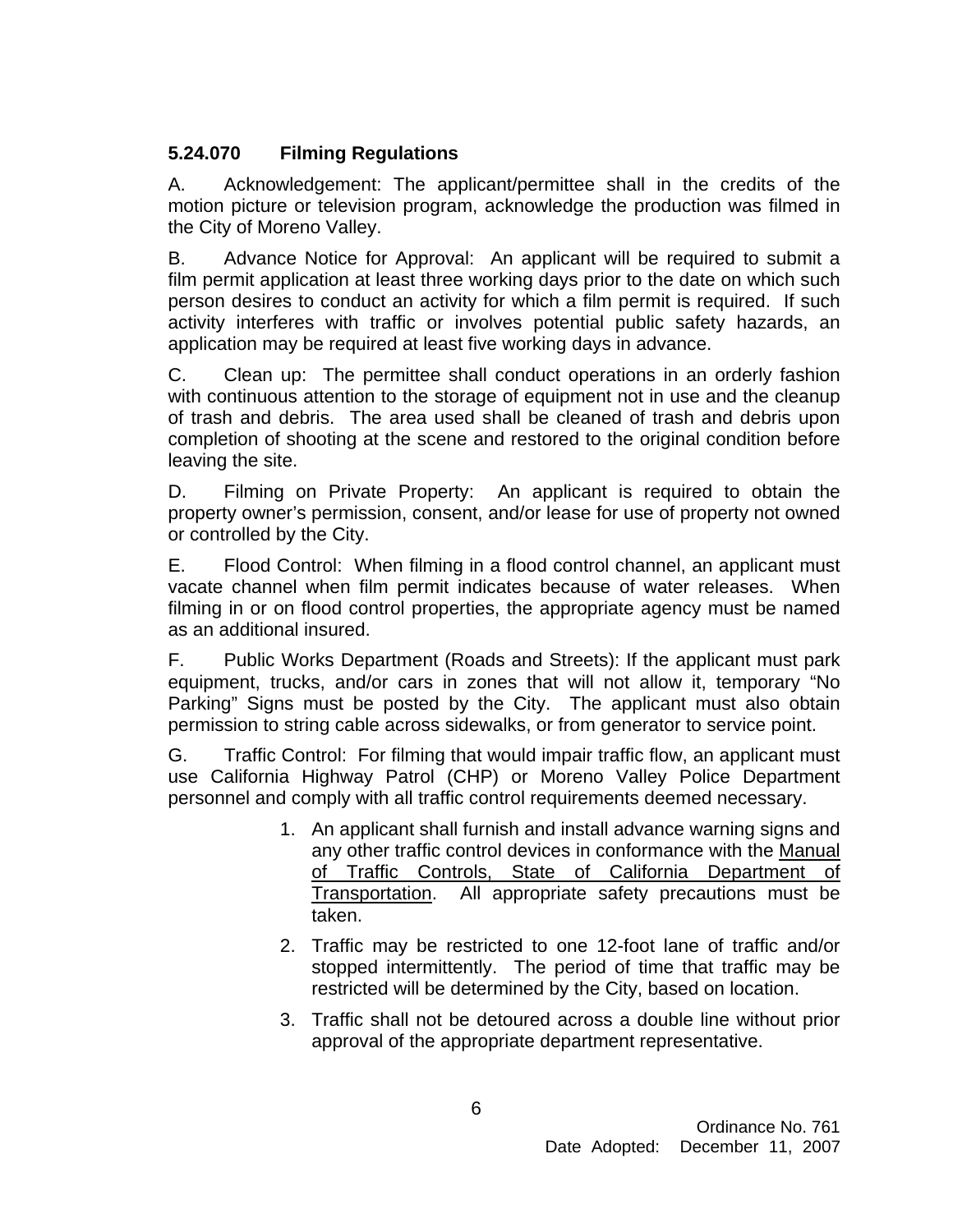**5.24.070 Filming Regulations**

A. Acknowledgement: The applicant/permittee shall in the credits of the motion picture or television program, acknowledge the production was filmed in the City of Moreno Valley.

B. Advance Notice for Approval: An applicant will be required to submit a film permit application at least three working days prior to the date on which such person desires to conduct an activity for which a film permit is required. If such activity interferes with traffic or involves potential public safety hazards, an application may be required at least five working days in advance.

C. Clean up: The permittee shall conduct operations in an orderly fashion with continuous attention to the storage of equipment not in use and the cleanup of trash and debris. The area used shall be cleaned of trash and debris upon completion of shooting at the scene and restored to the original condition before leaving the site.

D. Filming on Private Property: An applicant is required to obtain the property owner's permission, consent, and/or lease for use of property not owned or controlled by the City.

E. Flood Control: When filming in a flood control channel, an applicant must vacate channel when film permit indicates because of water releases. When filming in or on flood control properties, the appropriate agency must be named as an additional insured.

F. Public Works Department (Roads and Streets): If the applicant must park equipment, trucks, and/or cars in zones that will not allow it, temporary "No Parking" Signs must be posted by the City. The applicant must also obtain permission to string cable across sidewalks, or from generator to service point.

G. Traffic Control: For filming that would impair traffic flow, an applicant must use California Highway Patrol (CHP) or Moreno Valley Police Department personnel and comply with all traffic control requirements deemed necessary.

1. An applicant shall furnish and install advance warning signs and any other traffic control devices in conformance with the <u>Manual of Traffic Controls, State of California Department of Transportation</u>. All appropriate safety precautions must be taken.

2. Traffic may be restricted to one 12-foot lane of traffic and/or stopped intermittently. The period of time that traffic may be restricted will be determined by the City, based on location.

3. Traffic shall not be detoured across a double line without prior approval of the appropriate department representative.

Ordinance No. 761
Date Adopted: December 11, 2007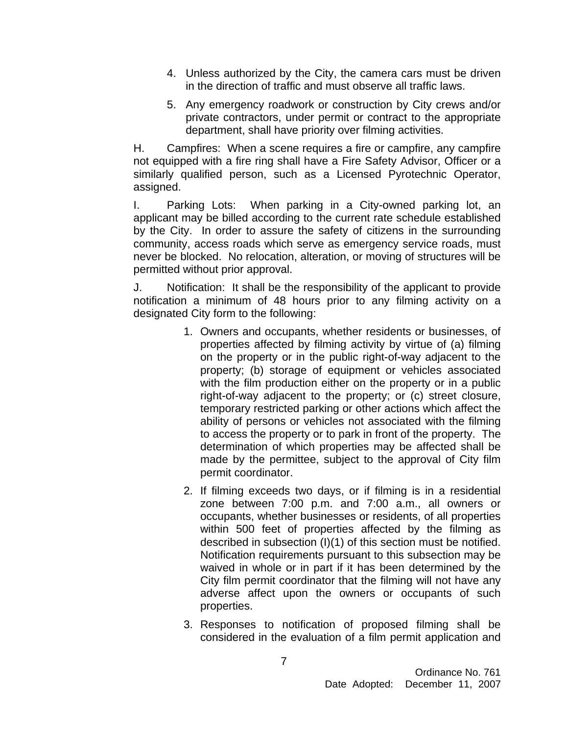4. Unless authorized by the City, the camera cars must be driven in the direction of traffic and must observe all traffic laws.

5. Any emergency roadwork or construction by City crews and/or private contractors, under permit or contract to the appropriate department, shall have priority over filming activities.

H. Campfires: When a scene requires a fire or campfire, any campfire not equipped with a fire ring shall have a Fire Safety Advisor, Officer or a similarly qualified person, such as a Licensed Pyrotechnic Operator, assigned.

I. Parking Lots: When parking in a City-owned parking lot, an applicant may be billed according to the current rate schedule established by the City. In order to assure the safety of citizens in the surrounding community, access roads which serve as emergency service roads, must never be blocked. No relocation, alteration, or moving of structures will be permitted without prior approval.

J. Notification: It shall be the responsibility of the applicant to provide notification a minimum of 48 hours prior to any filming activity on a designated City form to the following:

1. Owners and occupants, whether residents or businesses, of properties affected by filming activity by virtue of (a) filming on the property or in the public right-of-way adjacent to the property; (b) storage of equipment or vehicles associated with the film production either on the property or in a public right-of-way adjacent to the property; or (c) street closure, temporary restricted parking or other actions which affect the ability of persons or vehicles not associated with the filming to access the property or to park in front of the property. The determination of which properties may be affected shall be made by the permittee, subject to the approval of City film permit coordinator.

2. If filming exceeds two days, or if filming is in a residential zone between 7:00 p.m. and 7:00 a.m., all owners or occupants, whether businesses or residents, of all properties within 500 feet of properties affected by the filming as described in subsection (I)(1) of this section must be notified. Notification requirements pursuant to this subsection may be waived in whole or in part if it has been determined by the City film permit coordinator that the filming will not have any adverse affect upon the owners or occupants of such properties.

3. Responses to notification of proposed filming shall be considered in the evaluation of a film permit application and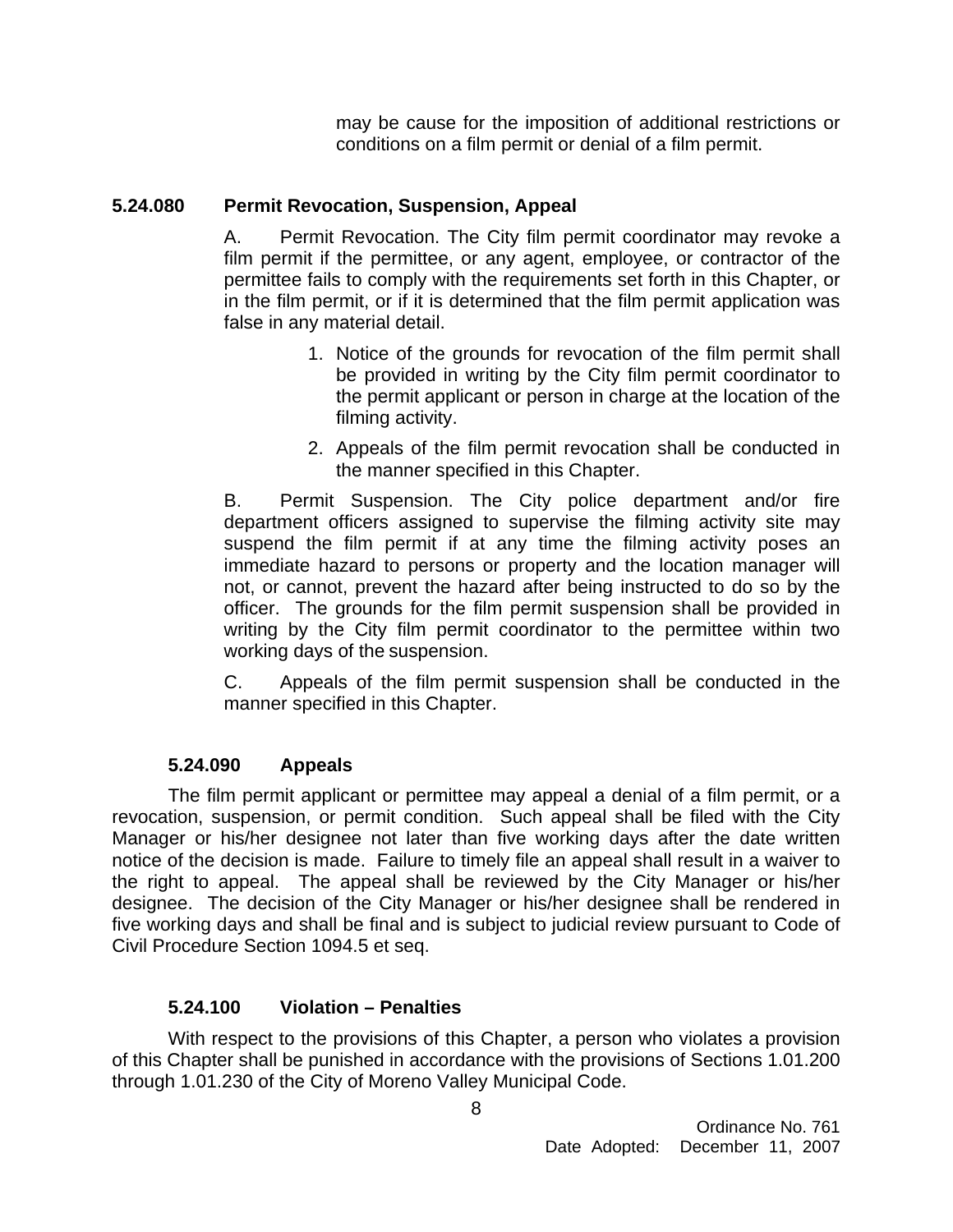may be cause for the imposition of additional restrictions or conditions on a film permit or denial of a film permit.

## 5.24.080 Permit Revocation, Suspension, Appeal

A. Permit Revocation. The City film permit coordinator may revoke a film permit if the permittee, or any agent, employee, or contractor of the permittee fails to comply with the requirements set forth in this Chapter, or in the film permit, or if it is determined that the film permit application was false in any material detail.

1. Notice of the grounds for revocation of the film permit shall be provided in writing by the City film permit coordinator to the permit applicant or person in charge at the location of the filming activity.
2. Appeals of the film permit revocation shall be conducted in the manner specified in this Chapter.

B. Permit Suspension. The City police department and/or fire department officers assigned to supervise the filming activity site may suspend the film permit if at any time the filming activity poses an immediate hazard to persons or property and the location manager will not, or cannot, prevent the hazard after being instructed to do so by the officer. The grounds for the film permit suspension shall be provided in writing by the City film permit coordinator to the permittee within two working days of the suspension.

C. Appeals of the film permit suspension shall be conducted in the manner specified in this Chapter.

## 5.24.090 Appeals

The film permit applicant or permittee may appeal a denial of a film permit, or a revocation, suspension, or permit condition. Such appeal shall be filed with the City Manager or his/her designee not later than five working days after the date written notice of the decision is made. Failure to timely file an appeal shall result in a waiver to the right to appeal. The appeal shall be reviewed by the City Manager or his/her designee. The decision of the City Manager or his/her designee shall be rendered in five working days and shall be final and is subject to judicial review pursuant to Code of Civil Procedure Section 1094.5 et seq.

## 5.24.100 Violation – Penalties

With respect to the provisions of this Chapter, a person who violates a provision of this Chapter shall be punished in accordance with the provisions of Sections 1.01.200 through 1.01.230 of the City of Moreno Valley Municipal Code.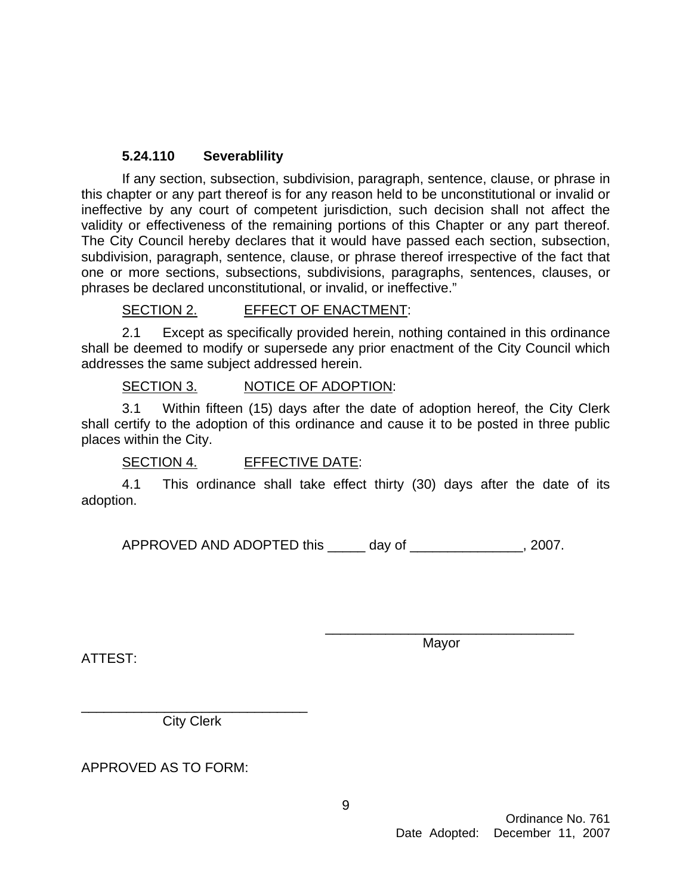**5.24.110 Severablility**

If any section, subsection, subdivision, paragraph, sentence, clause, or phrase in this chapter or any part thereof is for any reason held to be unconstitutional or invalid or ineffective by any court of competent jurisdiction, such decision shall not affect the validity or effectiveness of the remaining portions of this Chapter or any part thereof. The City Council hereby declares that it would have passed each section, subsection, subdivision, paragraph, sentence, clause, or phrase thereof irrespective of the fact that one or more sections, subsections, subdivisions, paragraphs, sentences, clauses, or phrases be declared unconstitutional, or invalid, or ineffective."

SECTION 2. EFFECT OF ENACTMENT:

2.1 Except as specifically provided herein, nothing contained in this ordinance shall be deemed to modify or supersede any prior enactment of the City Council which addresses the same subject addressed herein.

SECTION 3. NOTICE OF ADOPTION:

3.1 Within fifteen (15) days after the date of adoption hereof, the City Clerk shall certify to the adoption of this ordinance and cause it to be posted in three public places within the City.

SECTION 4. EFFECTIVE DATE:

4.1 This ordinance shall take effect thirty (30) days after the date of its adoption.

APPROVED AND ADOPTED this _____ day of _______________, 2007.

_________________________________
Mayor

ATTEST:

______________________________
City Clerk

APPROVED AS TO FORM:

Ordinance No. 761
Date Adopted: December 11, 2007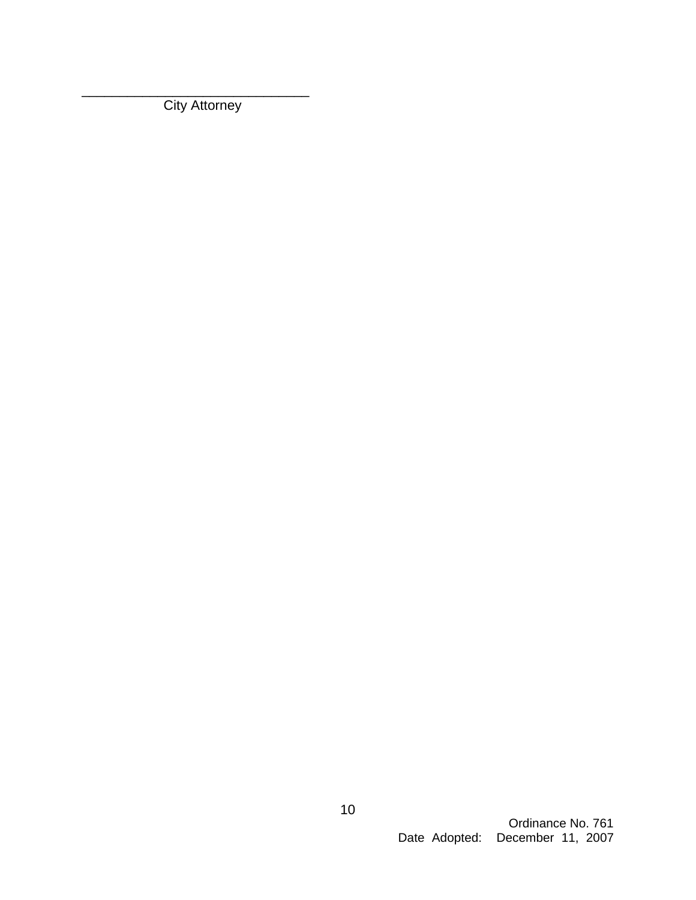______________________________
City Attorney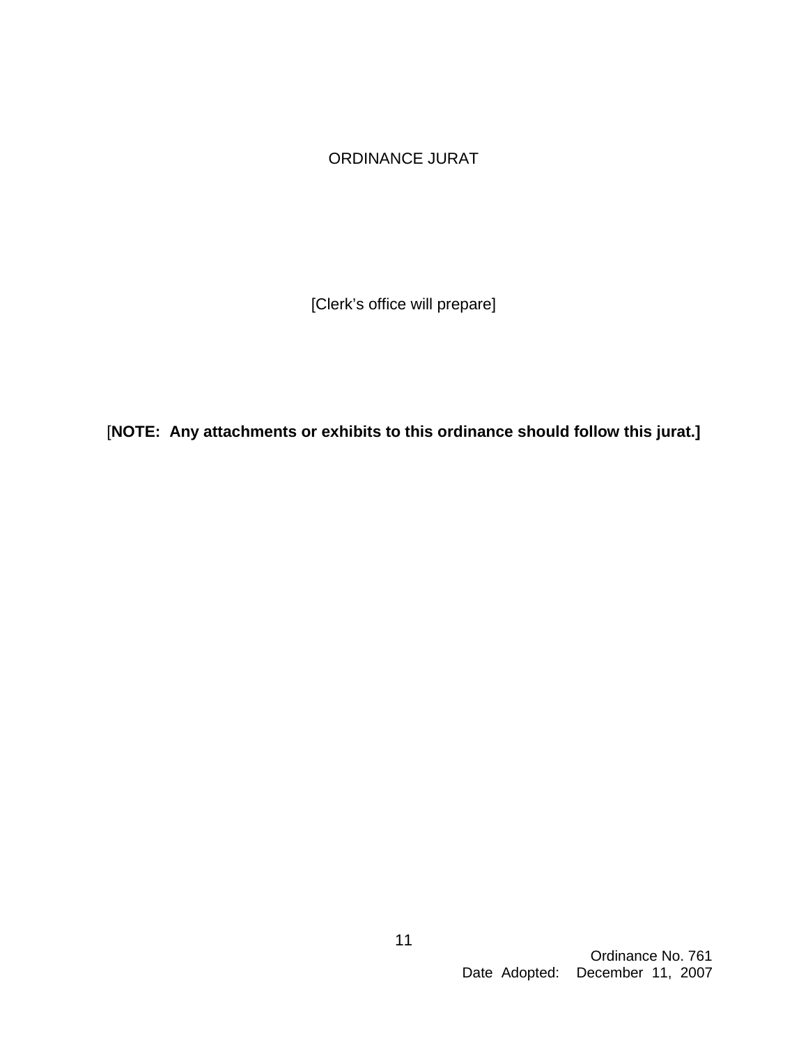# ORDINANCE JURAT

[Clerk's office will prepare]

[**NOTE: Any attachments or exhibits to this ordinance should follow this jurat.]**